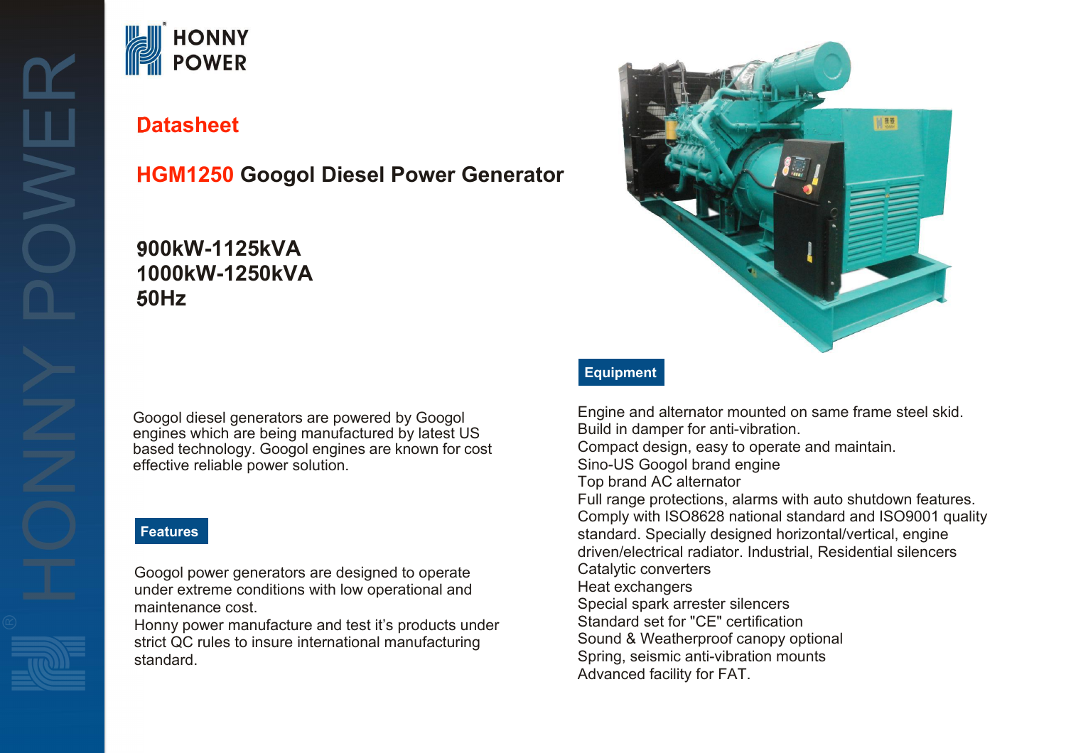HONNY POWER

## Datasheet

# HGM1250 Googol Diesel Power Generator

**900kW-1125kVA**
**1000kW-1250kVA**
**50Hz**

Googol diesel generators are powered by Googol engines which are being manufactured by latest US based technology. Googol engines are known for cost effective reliable power solution.

## Features

Googol power generators are designed to operate under extreme conditions with low operational and maintenance cost.
Honny power manufacture and test it's products under strict QC rules to insure international manufacturing standard.

## Equipment

Engine and alternator mounted on same frame steel skid.
Build in damper for anti-vibration.
Compact design, easy to operate and maintain.
Sino-US Googol brand engine
Top brand AC alternator
Full range protections, alarms with auto shutdown features.
Comply with ISO8628 national standard and ISO9001 quality standard. Specially designed horizontal/vertical, engine driven/electrical radiator. Industrial, Residential silencers
Catalytic converters
Heat exchangers
Special spark arrester silencers
Standard set for "CE" certification
Sound & Weatherproof canopy optional
Spring, seismic anti-vibration mounts
Advanced facility for FAT.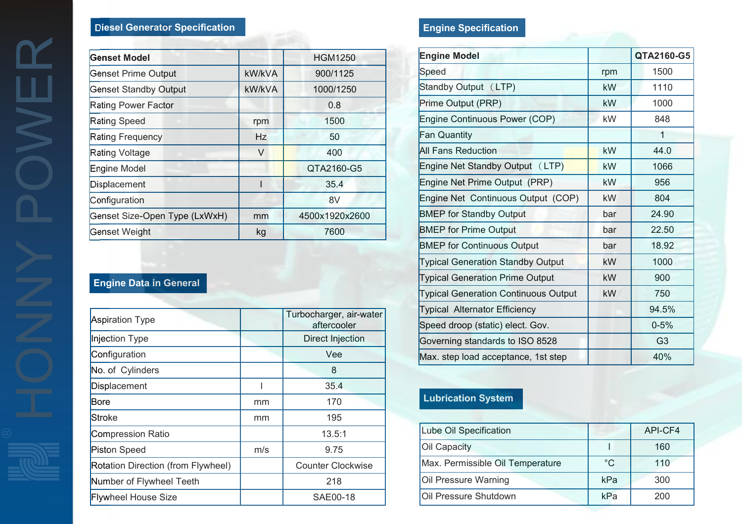## Diesel Generator Specification

| Genset Model | | HGM1250 |
|---|---|---|
| Genset Prime Output | kW/kVA | 900/1125 |
| Genset Standby Output | kW/kVA | 1000/1250 |
| Rating Power Factor | | 0.8 |
| Rating Speed | rpm | 1500 |
| Rating Frequency | Hz | 50 |
| Rating Voltage | V | 400 |
| Engine Model | | QTA2160-G5 |
| Displacement | l | 35.4 |
| Configuration | | 8V |
| Genset Size-Open Type (LxWxH) | mm | 4500x1920x2600 |
| Genset Weight | kg | 7600 |

## Engine Data in General

| Aspiration Type | | Turbocharger, air-water aftercooler |
|---|---|---|
| Injection Type | | Direct Injection |
| Configuration | | Vee |
| No. of Cylinders | | 8 |
| Displacement | l | 35.4 |
| Bore | mm | 170 |
| Stroke | mm | 195 |
| Compression Ratio | | 13.5:1 |
| Piston Speed | m/s | 9.75 |
| Rotation Direction (from Flywheel) | | Counter Clockwise |
| Number of Flywheel Teeth | | 218 |
| Flywheel House Size | | SAE00-18 |

## Engine Specification

| Engine Model | | QTA2160-G5 |
|---|---|---|
| Speed | rpm | 1500 |
| Standby Output （LTP) | kW | 1110 |
| Prime Output (PRP) | kW | 1000 |
| Engine Continuous Power (COP) | kW | 848 |
| Fan Quantity | | 1 |
| All Fans Reduction | kW | 44.0 |
| Engine Net Standby Output （LTP) | kW | 1066 |
| Engine Net Prime Output (PRP) | kW | 956 |
| Engine Net Continuous Output (COP) | kW | 804 |
| BMEP for Standby Output | bar | 24.90 |
| BMEP for Prime Output | bar | 22.50 |
| BMEP for Continuous Output | bar | 18.92 |
| Typical Generation Standby Output | kW | 1000 |
| Typical Generation Prime Output | kW | 900 |
| Typical Generation Continuous Output | kW | 750 |
| Typical Alternator Efficiency | | 94.5% |
| Speed droop (static) elect. Gov. | | 0-5% |
| Governing standards to ISO 8528 | | G3 |
| Max. step load acceptance, 1st step | | 40% |

## Lubrication System

| Lube Oil Specification | | API-CF4 |
|---|---|---|
| Oil Capacity | l | 160 |
| Max. Permissible Oil Temperature | °C | 110 |
| Oil Pressure Warning | kPa | 300 |
| Oil Pressure Shutdown | kPa | 200 |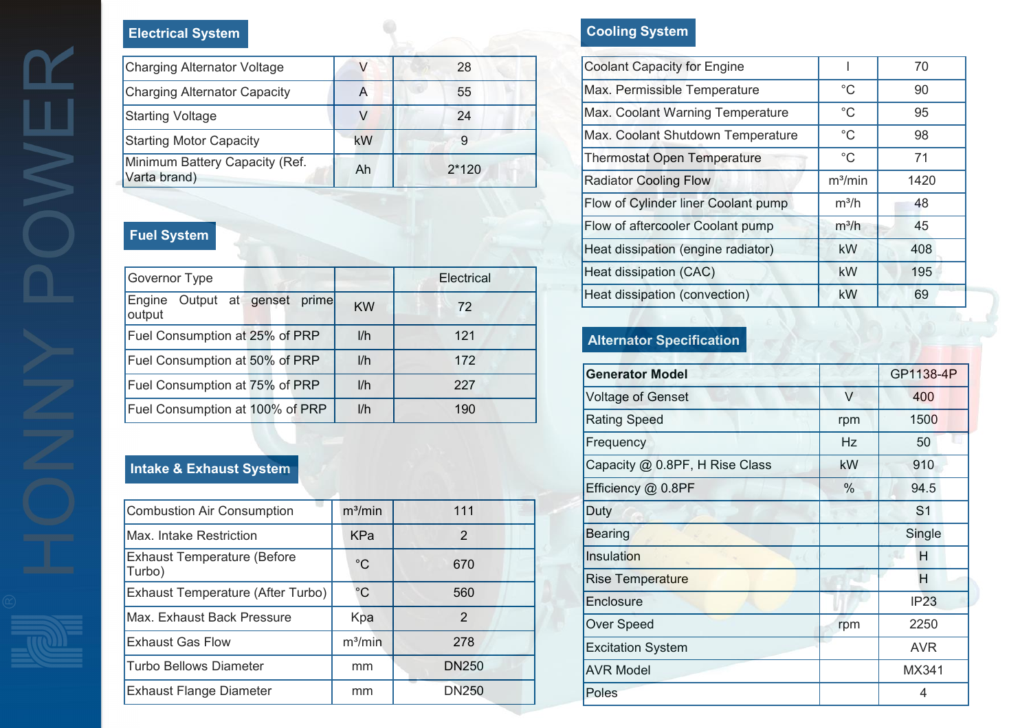## Electrical System

| Charging Alternator Voltage | V | 28 |
|---|---|---|
| Charging Alternator Capacity | A | 55 |
| Starting Voltage | V | 24 |
| Starting Motor Capacity | kW | 9 |
| Minimum Battery Capacity (Ref. Varta brand) | Ah | 2*120 |

## Fuel System

| Governor Type | | Electrical |
|---|---|---|
| Engine Output at genset prime output | KW | 72 |
| Fuel Consumption at 25% of PRP | l/h | 121 |
| Fuel Consumption at 50% of PRP | l/h | 172 |
| Fuel Consumption at 75% of PRP | l/h | 227 |
| Fuel Consumption at 100% of PRP | l/h | 190 |

## Intake & Exhaust System

| Combustion Air Consumption | m³/min | 111 |
|---|---|---|
| Max. Intake Restriction | KPa | 2 |
| Exhaust Temperature (Before Turbo) | °C | 670 |
| Exhaust Temperature (After Turbo) | °C | 560 |
| Max. Exhaust Back Pressure | Kpa | 2 |
| Exhaust Gas Flow | m³/min | 278 |
| Turbo Bellows Diameter | mm | DN250 |
| Exhaust Flange Diameter | mm | DN250 |

## Cooling System

| Coolant Capacity for Engine | l | 70 |
|---|---|---|
| Max. Permissible Temperature | °C | 90 |
| Max. Coolant Warning Temperature | °C | 95 |
| Max. Coolant Shutdown Temperature | °C | 98 |
| Thermostat Open Temperature | °C | 71 |
| Radiator Cooling Flow | m³/min | 1420 |
| Flow of Cylinder liner Coolant pump | m³/h | 48 |
| Flow of aftercooler Coolant pump | m³/h | 45 |
| Heat dissipation (engine radiator) | kW | 408 |
| Heat dissipation (CAC) | kW | 195 |
| Heat dissipation (convection) | kW | 69 |

## Alternator Specification

| **Generator Model** | | GP1138-4P |
|---|---|---|
| Voltage of Genset | V | 400 |
| Rating Speed | rpm | 1500 |
| Frequency | Hz | 50 |
| Capacity @ 0.8PF, H Rise Class | kW | 910 |
| Efficiency @ 0.8PF | % | 94.5 |
| Duty | | S1 |
| Bearing | | Single |
| Insulation | | H |
| Rise Temperature | | H |
| Enclosure | | IP23 |
| Over Speed | rpm | 2250 |
| Excitation System | | AVR |
| AVR Model | | MX341 |
| Poles | | 4 |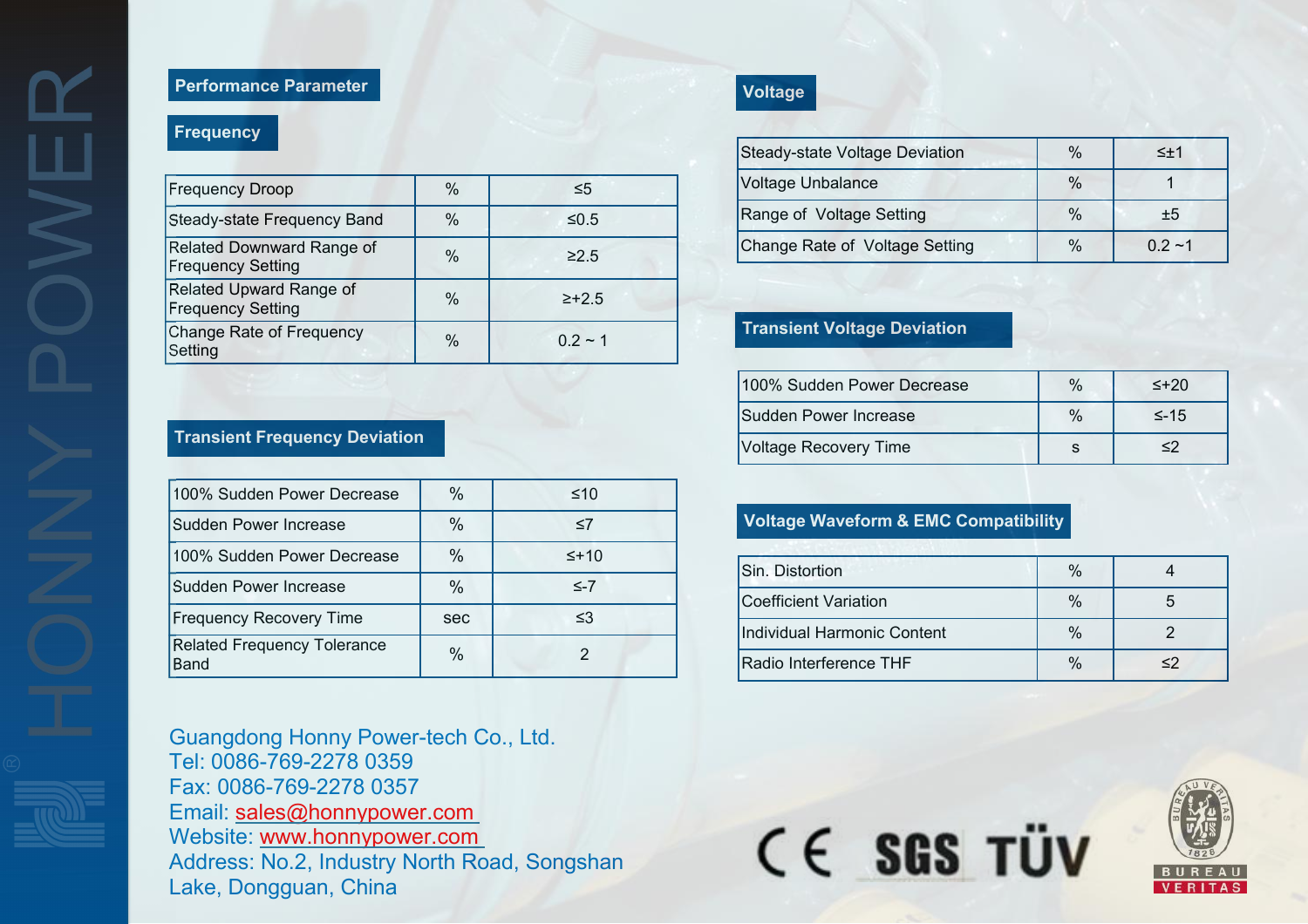## Performance Parameter

### Frequency

| | | |
|---|---|---|
| Frequency Droop | % | ≤5 |
| Steady-state Frequency Band | % | ≤0.5 |
| Related Downward Range of Frequency Setting | % | ≥2.5 |
| Related Upward Range of Frequency Setting | % | ≥+2.5 |
| Change Rate of Frequency Setting | % | 0.2 ~ 1 |

### Transient Frequency Deviation

| | | |
|---|---|---|
| 100% Sudden Power Decrease | % | ≤10 |
| Sudden Power Increase | % | ≤7 |
| 100% Sudden Power Decrease | % | ≤+10 |
| Sudden Power Increase | % | ≤-7 |
| Frequency Recovery Time | sec | ≤3 |
| Related Frequency Tolerance Band | % | 2 |

### Voltage

| | | |
|---|---|---|
| Steady-state Voltage Deviation | % | ≤±1 |
| Voltage Unbalance | % | 1 |
| Range of Voltage Setting | % | ±5 |
| Change Rate of Voltage Setting | % | 0.2 ~1 |

### Transient Voltage Deviation

| | | |
|---|---|---|
| 100% Sudden Power Decrease | % | ≤+20 |
| Sudden Power Increase | % | ≤-15 |
| Voltage Recovery Time | s | ≤2 |

### Voltage Waveform & EMC Compatibility

| | | |
|---|---|---|
| Sin. Distortion | % | 4 |
| Coefficient Variation | % | 5 |
| Individual Harmonic Content | % | 2 |
| Radio Interference THF | % | ≤2 |

Guangdong Honny Power-tech Co., Ltd.
Tel: 0086-769-2278 0359
Fax: 0086-769-2278 0357
Email: sales@honnypower.com
Website: www.honnypower.com
Address: No.2, Industry North Road, Songshan Lake, Dongguan, China

CE SGS TÜV BUREAU VERITAS